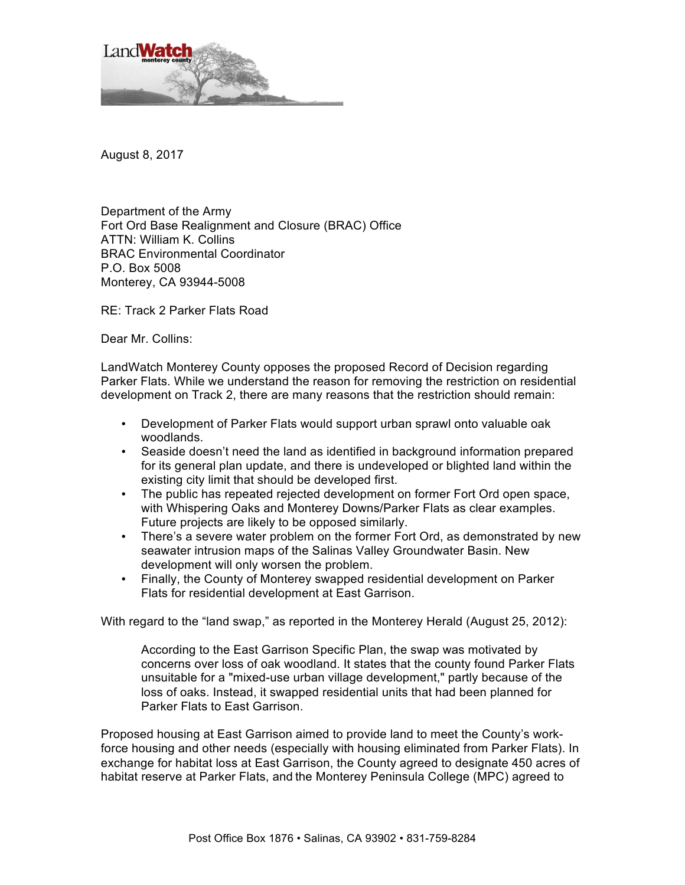LandWatch monterey county

August 8, 2017

Department of the Army
Fort Ord Base Realignment and Closure (BRAC) Office
ATTN: William K. Collins
BRAC Environmental Coordinator
P.O. Box 5008
Monterey, CA 93944-5008

RE: Track 2 Parker Flats Road

Dear Mr. Collins:

LandWatch Monterey County opposes the proposed Record of Decision regarding Parker Flats. While we understand the reason for removing the restriction on residential development on Track 2, there are many reasons that the restriction should remain:

- Development of Parker Flats would support urban sprawl onto valuable oak woodlands.
- Seaside doesn't need the land as identified in background information prepared for its general plan update, and there is undeveloped or blighted land within the existing city limit that should be developed first.
- The public has repeated rejected development on former Fort Ord open space, with Whispering Oaks and Monterey Downs/Parker Flats as clear examples. Future projects are likely to be opposed similarly.
- There's a severe water problem on the former Fort Ord, as demonstrated by new seawater intrusion maps of the Salinas Valley Groundwater Basin. New development will only worsen the problem.
- Finally, the County of Monterey swapped residential development on Parker Flats for residential development at East Garrison.

With regard to the "land swap," as reported in the Monterey Herald (August 25, 2012):

> According to the East Garrison Specific Plan, the swap was motivated by concerns over loss of oak woodland. It states that the county found Parker Flats unsuitable for a "mixed-use urban village development," partly because of the loss of oaks. Instead, it swapped residential units that had been planned for Parker Flats to East Garrison.

Proposed housing at East Garrison aimed to provide land to meet the County's work-force housing and other needs (especially with housing eliminated from Parker Flats). In exchange for habitat loss at East Garrison, the County agreed to designate 450 acres of habitat reserve at Parker Flats, and the Monterey Peninsula College (MPC) agreed to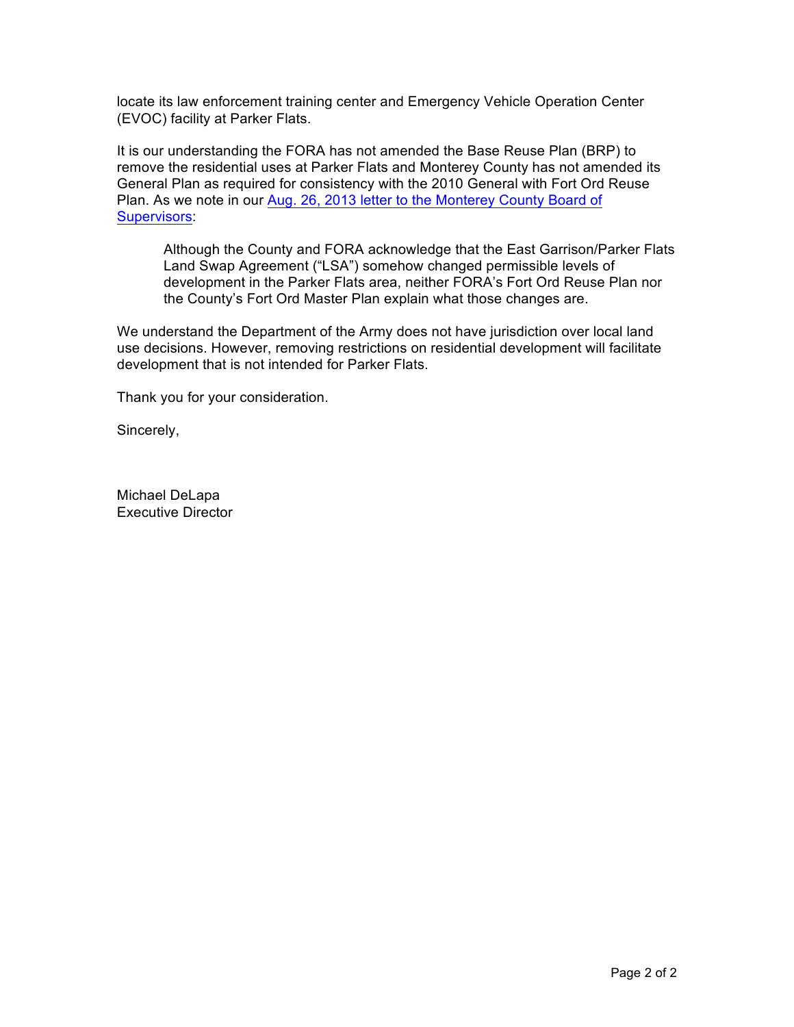locate its law enforcement training center and Emergency Vehicle Operation Center (EVOC) facility at Parker Flats.

It is our understanding the FORA has not amended the Base Reuse Plan (BRP) to remove the residential uses at Parker Flats and Monterey County has not amended its General Plan as required for consistency with the 2010 General with Fort Ord Reuse Plan. As we note in our Aug. 26, 2013 letter to the Monterey County Board of Supervisors:

> Although the County and FORA acknowledge that the East Garrison/Parker Flats Land Swap Agreement ("LSA") somehow changed permissible levels of development in the Parker Flats area, neither FORA's Fort Ord Reuse Plan nor the County's Fort Ord Master Plan explain what those changes are.

We understand the Department of the Army does not have jurisdiction over local land use decisions. However, removing restrictions on residential development will facilitate development that is not intended for Parker Flats.

Thank you for your consideration.

Sincerely,

Michael DeLapa  
Executive Director